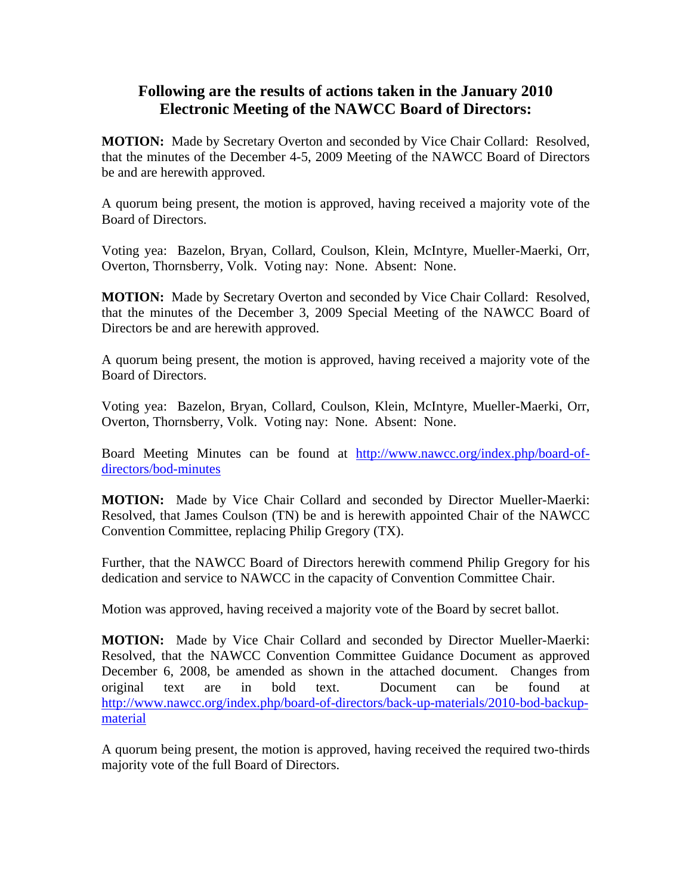# Following are the results of actions taken in the January 2010 Electronic Meeting of the NAWCC Board of Directors:

**MOTION:** Made by Secretary Overton and seconded by Vice Chair Collard: Resolved, that the minutes of the December 4-5, 2009 Meeting of the NAWCC Board of Directors be and are herewith approved.

A quorum being present, the motion is approved, having received a majority vote of the Board of Directors.

Voting yea: Bazelon, Bryan, Collard, Coulson, Klein, McIntyre, Mueller-Maerki, Orr, Overton, Thornsberry, Volk. Voting nay: None. Absent: None.

**MOTION:** Made by Secretary Overton and seconded by Vice Chair Collard: Resolved, that the minutes of the December 3, 2009 Special Meeting of the NAWCC Board of Directors be and are herewith approved.

A quorum being present, the motion is approved, having received a majority vote of the Board of Directors.

Voting yea: Bazelon, Bryan, Collard, Coulson, Klein, McIntyre, Mueller-Maerki, Orr, Overton, Thornsberry, Volk. Voting nay: None. Absent: None.

Board Meeting Minutes can be found at http://www.nawcc.org/index.php/board-of-directors/bod-minutes

**MOTION:** Made by Vice Chair Collard and seconded by Director Mueller-Maerki: Resolved, that James Coulson (TN) be and is herewith appointed Chair of the NAWCC Convention Committee, replacing Philip Gregory (TX).

Further, that the NAWCC Board of Directors herewith commend Philip Gregory for his dedication and service to NAWCC in the capacity of Convention Committee Chair.

Motion was approved, having received a majority vote of the Board by secret ballot.

**MOTION:** Made by Vice Chair Collard and seconded by Director Mueller-Maerki: Resolved, that the NAWCC Convention Committee Guidance Document as approved December 6, 2008, be amended as shown in the attached document. Changes from original text are in bold text. Document can be found at http://www.nawcc.org/index.php/board-of-directors/back-up-materials/2010-bod-backup-material

A quorum being present, the motion is approved, having received the required two-thirds majority vote of the full Board of Directors.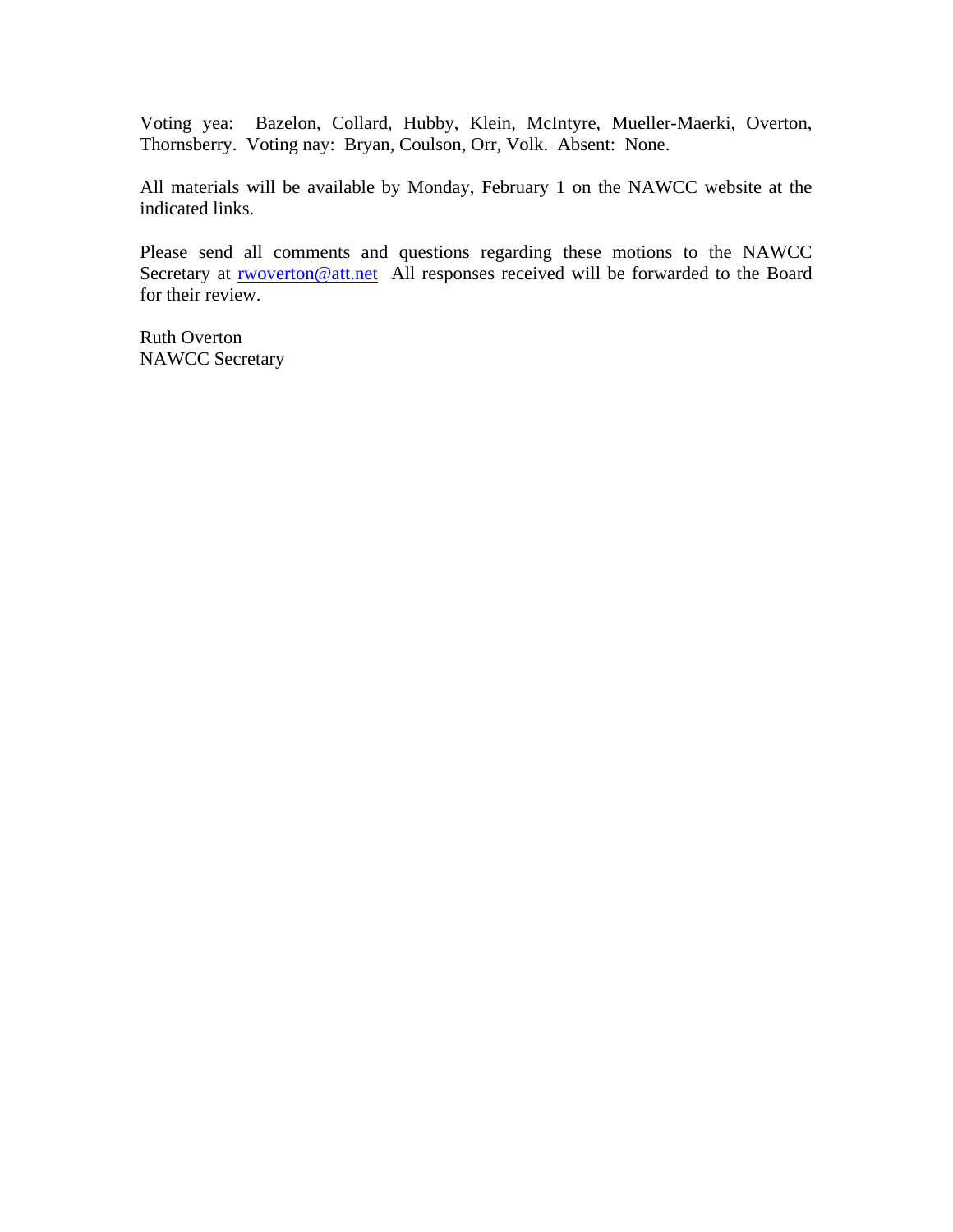Voting yea: Bazelon, Collard, Hubby, Klein, McIntyre, Mueller-Maerki, Overton, Thornsberry. Voting nay: Bryan, Coulson, Orr, Volk. Absent: None.

All materials will be available by Monday, February 1 on the NAWCC website at the indicated links.

Please send all comments and questions regarding these motions to the NAWCC Secretary at rwoverton@att.net All responses received will be forwarded to the Board for their review.

Ruth Overton
NAWCC Secretary